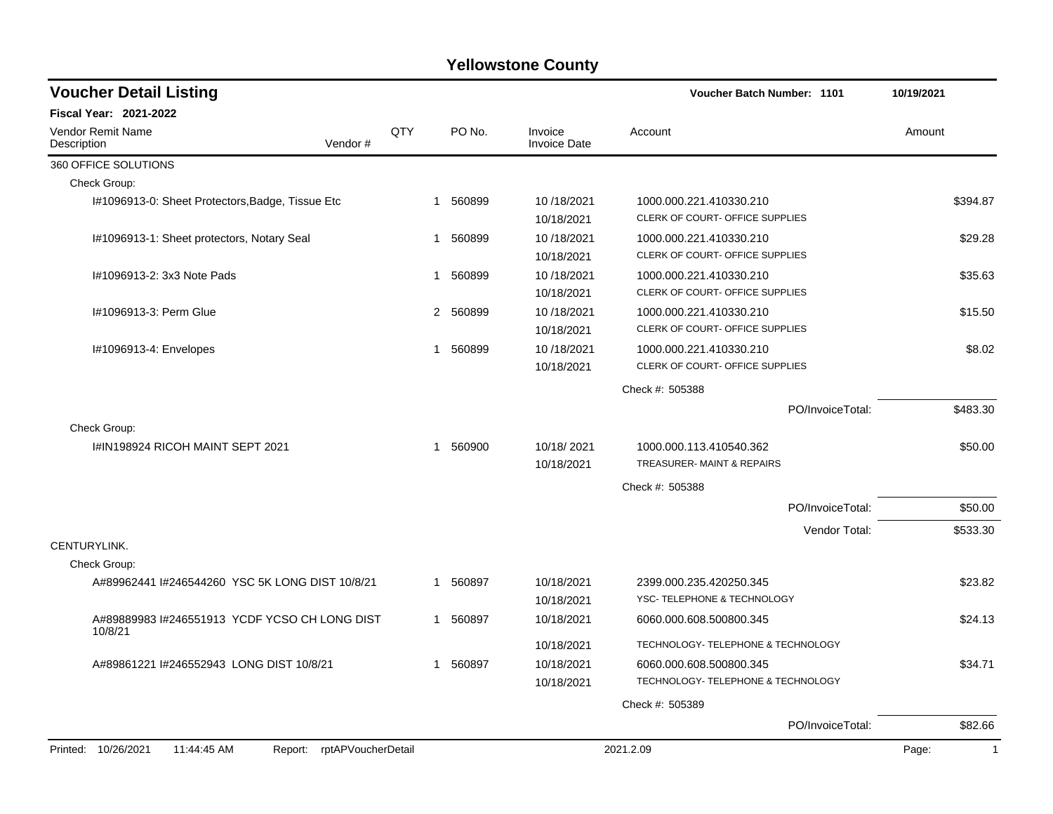# Yellowstone County

## Voucher Detail Listing

**Voucher Batch Number: 1101** 10/19/2021

**Fiscal Year: 2021-2022**

| Vendor Remit Name / Description | Vendor # | QTY | PO No. | Invoice / Invoice Date | Account | Amount |
|---|---|---|---|---|---|---|
| **360 OFFICE SOLUTIONS** | | | | | | |
| Check Group: | | | | | | |
| I#1096913-0: Sheet Protectors,Badge, Tissue Etc | | 1 | 560899 | 10 /18/2021<br>10/18/2021 | 1000.000.221.410330.210<br>CLERK OF COURT- OFFICE SUPPLIES | $394.87 |
| I#1096913-1: Sheet protectors, Notary Seal | | 1 | 560899 | 10 /18/2021<br>10/18/2021 | 1000.000.221.410330.210<br>CLERK OF COURT- OFFICE SUPPLIES | $29.28 |
| I#1096913-2: 3x3 Note Pads | | 1 | 560899 | 10 /18/2021<br>10/18/2021 | 1000.000.221.410330.210<br>CLERK OF COURT- OFFICE SUPPLIES | $35.63 |
| I#1096913-3: Perm Glue | | 2 | 560899 | 10 /18/2021<br>10/18/2021 | 1000.000.221.410330.210<br>CLERK OF COURT- OFFICE SUPPLIES | $15.50 |
| I#1096913-4: Envelopes | | 1 | 560899 | 10 /18/2021<br>10/18/2021 | 1000.000.221.410330.210<br>CLERK OF COURT- OFFICE SUPPLIES | $8.02 |
| | | | | | Check #: 505388 | |
| | | | | | PO/InvoiceTotal: | $483.30 |
| Check Group: | | | | | | |
| I#IN198924 RICOH MAINT SEPT 2021 | | 1 | 560900 | 10/18/ 2021<br>10/18/2021 | 1000.000.113.410540.362<br>TREASURER- MAINT & REPAIRS | $50.00 |
| | | | | | Check #: 505388 | |
| | | | | | PO/InvoiceTotal: | $50.00 |
| | | | | | Vendor Total: | $533.30 |
| **CENTURYLINK.** | | | | | | |
| Check Group: | | | | | | |
| A#89962441 I#246544260 YSC 5K LONG DIST 10/8/21 | | 1 | 560897 | 10/18/2021<br>10/18/2021 | 2399.000.235.420250.345<br>YSC- TELEPHONE & TECHNOLOGY | $23.82 |
| A#89889983 I#246551913 YCDF YCSO CH LONG DIST 10/8/21 | | 1 | 560897 | 10/18/2021<br>10/18/2021 | 6060.000.608.500800.345<br>TECHNOLOGY- TELEPHONE & TECHNOLOGY | $24.13 |
| A#89861221 I#246552943 LONG DIST 10/8/21 | | 1 | 560897 | 10/18/2021<br>10/18/2021 | 6060.000.608.500800.345<br>TECHNOLOGY- TELEPHONE & TECHNOLOGY | $34.71 |
| | | | | | Check #: 505389 | |
| | | | | | PO/InvoiceTotal: | $82.66 |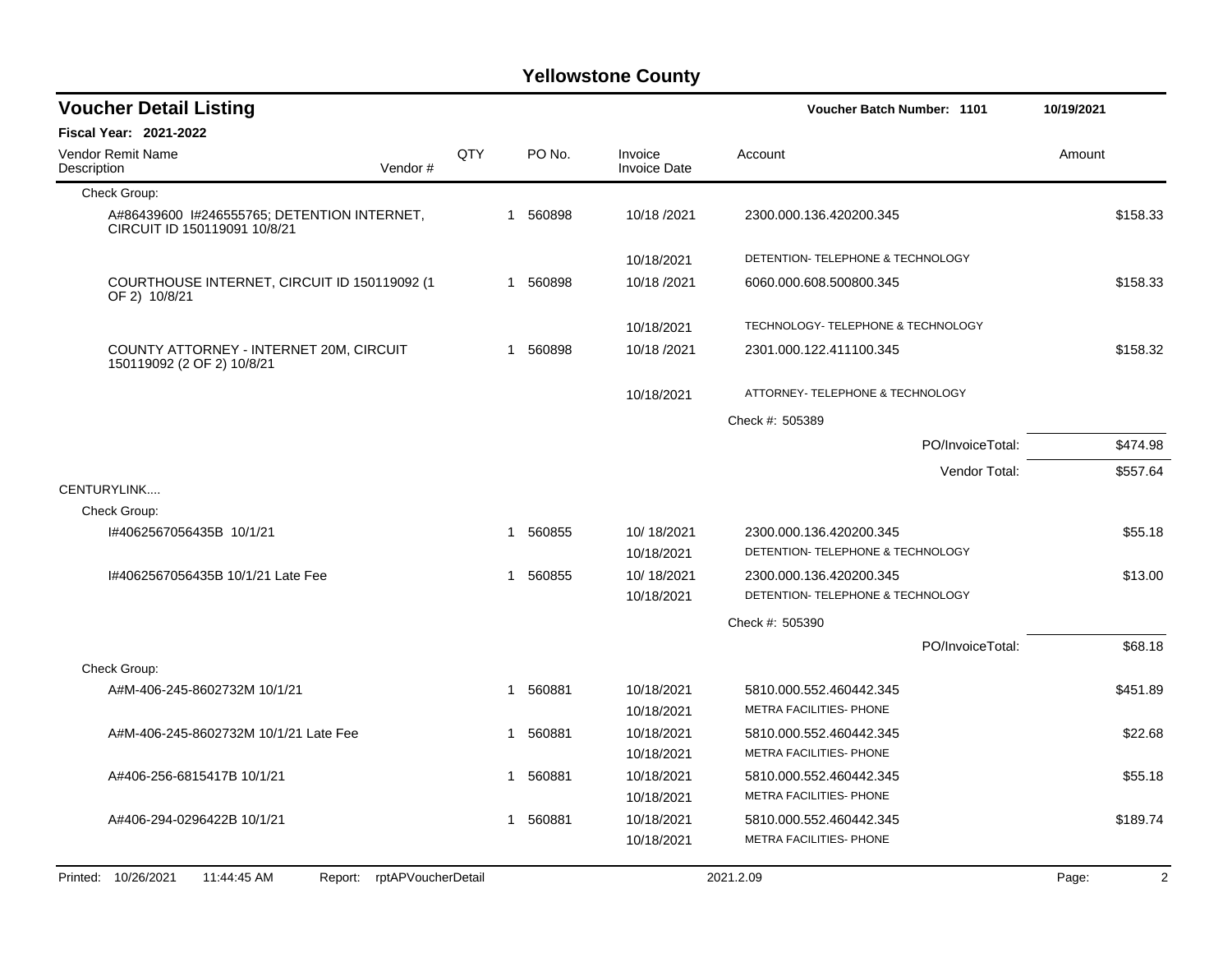# Yellowstone County

## Voucher Detail Listing

Voucher Batch Number: 1101 — 10/19/2021

**Fiscal Year: 2021-2022**

| Vendor Remit Name / Description | Vendor # | QTY | PO No. | Invoice / Invoice Date | Account | Amount |
|---|---|---|---|---|---|---|
| Check Group: | | | | | | |
| A#86439600 I#246555765; DETENTION INTERNET, CIRCUIT ID 150119091 10/8/21 | | 1 | 560898 | 10/18 /2021 | 2300.000.136.420200.345 | $158.33 |
| | | | | 10/18/2021 | DETENTION- TELEPHONE & TECHNOLOGY | |
| COURTHOUSE INTERNET, CIRCUIT ID 150119092 (1 OF 2) 10/8/21 | | 1 | 560898 | 10/18 /2021 | 6060.000.608.500800.345 | $158.33 |
| | | | | 10/18/2021 | TECHNOLOGY- TELEPHONE & TECHNOLOGY | |
| COUNTY ATTORNEY - INTERNET 20M, CIRCUIT 150119092 (2 OF 2) 10/8/21 | | 1 | 560898 | 10/18 /2021 | 2301.000.122.411100.345 | $158.32 |
| | | | | 10/18/2021 | ATTORNEY- TELEPHONE & TECHNOLOGY | |
| | | | | | Check #: 505389 | |
| | | | | | PO/InvoiceTotal: | $474.98 |
| | | | | | Vendor Total: | $557.64 |
| CENTURYLINK.... | | | | | | |
| Check Group: | | | | | | |
| I#4062567056435B 10/1/21 | | 1 | 560855 | 10/ 18/2021 | 2300.000.136.420200.345 | $55.18 |
| | | | | 10/18/2021 | DETENTION- TELEPHONE & TECHNOLOGY | |
| I#4062567056435B 10/1/21 Late Fee | | 1 | 560855 | 10/ 18/2021 | 2300.000.136.420200.345 | $13.00 |
| | | | | 10/18/2021 | DETENTION- TELEPHONE & TECHNOLOGY | |
| | | | | | Check #: 505390 | |
| | | | | | PO/InvoiceTotal: | $68.18 |
| Check Group: | | | | | | |
| A#M-406-245-8602732M 10/1/21 | | 1 | 560881 | 10/18/2021 | 5810.000.552.460442.345 | $451.89 |
| | | | | 10/18/2021 | METRA FACILITIES- PHONE | |
| A#M-406-245-8602732M 10/1/21 Late Fee | | 1 | 560881 | 10/18/2021 | 5810.000.552.460442.345 | $22.68 |
| | | | | 10/18/2021 | METRA FACILITIES- PHONE | |
| A#406-256-6815417B 10/1/21 | | 1 | 560881 | 10/18/2021 | 5810.000.552.460442.345 | $55.18 |
| | | | | 10/18/2021 | METRA FACILITIES- PHONE | |
| A#406-294-0296422B 10/1/21 | | 1 | 560881 | 10/18/2021 | 5810.000.552.460442.345 | $189.74 |
| | | | | 10/18/2021 | METRA FACILITIES- PHONE | |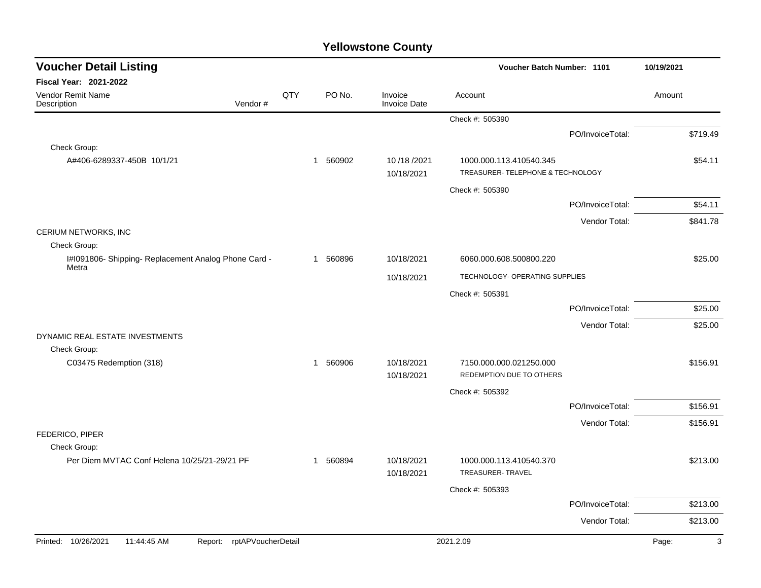# Yellowstone County

## Voucher Detail Listing

**Voucher Batch Number: 1101** — 10/19/2021

**Fiscal Year: 2021-2022**

| Vendor Remit Name / Description | Vendor # | QTY | PO No. | Invoice / Invoice Date | Account | Amount |
|---|---|---|---|---|---|---|
| | | | | | Check #: 505390 | |
| | | | | | PO/InvoiceTotal: | $719.49 |
| Check Group: | | | | | | |
| A#406-6289337-450B 10/1/21 | | 1 | 560902 | 10 /18 /2021<br>10/18/2021 | 1000.000.113.410540.345<br>TREASURER- TELEPHONE & TECHNOLOGY | $54.11 |
| | | | | | Check #: 505390 | |
| | | | | | PO/InvoiceTotal: | $54.11 |
| | | | | | Vendor Total: | $841.78 |
| CERIUM NETWORKS, INC | | | | | | |
| Check Group: | | | | | | |
| I#I091806- Shipping- Replacement Analog Phone Card - Metra | | 1 | 560896 | 10/18/2021<br>10/18/2021 | 6060.000.608.500800.220<br>TECHNOLOGY- OPERATING SUPPLIES | $25.00 |
| | | | | | Check #: 505391 | |
| | | | | | PO/InvoiceTotal: | $25.00 |
| | | | | | Vendor Total: | $25.00 |
| DYNAMIC REAL ESTATE INVESTMENTS | | | | | | |
| Check Group: | | | | | | |
| C03475 Redemption (318) | | 1 | 560906 | 10/18/2021<br>10/18/2021 | 7150.000.000.021250.000<br>REDEMPTION DUE TO OTHERS | $156.91 |
| | | | | | Check #: 505392 | |
| | | | | | PO/InvoiceTotal: | $156.91 |
| | | | | | Vendor Total: | $156.91 |
| FEDERICO, PIPER | | | | | | |
| Check Group: | | | | | | |
| Per Diem MVTAC Conf Helena 10/25/21-29/21 PF | | 1 | 560894 | 10/18/2021<br>10/18/2021 | 1000.000.113.410540.370<br>TREASURER- TRAVEL | $213.00 |
| | | | | | Check #: 505393 | |
| | | | | | PO/InvoiceTotal: | $213.00 |
| | | | | | Vendor Total: | $213.00 |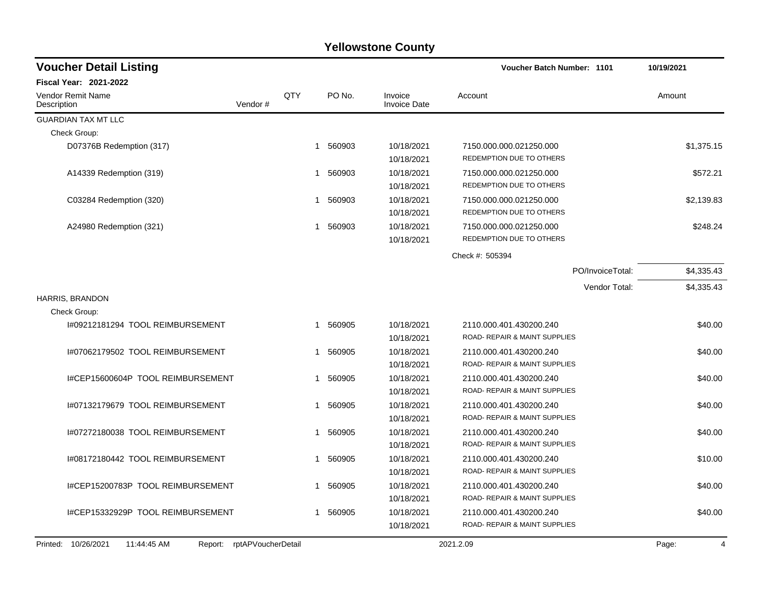# Yellowstone County

## Voucher Detail Listing

**Voucher Batch Number: 1101** 10/19/2021

**Fiscal Year: 2021-2022**

| Vendor Remit Name / Description | Vendor # | QTY | PO No. | Invoice / Invoice Date | Account | Amount |
|---|---|---|---|---|---|---|
| GUARDIAN TAX MT LLC | | | | | | |
| Check Group: | | | | | | |
| D07376B Redemption (317) | | 1 | 560903 | 10/18/2021<br>10/18/2021 | 7150.000.000.021250.000<br>REDEMPTION DUE TO OTHERS | $1,375.15 |
| A14339 Redemption (319) | | 1 | 560903 | 10/18/2021<br>10/18/2021 | 7150.000.000.021250.000<br>REDEMPTION DUE TO OTHERS | $572.21 |
| C03284 Redemption (320) | | 1 | 560903 | 10/18/2021<br>10/18/2021 | 7150.000.000.021250.000<br>REDEMPTION DUE TO OTHERS | $2,139.83 |
| A24980 Redemption (321) | | 1 | 560903 | 10/18/2021<br>10/18/2021 | 7150.000.000.021250.000<br>REDEMPTION DUE TO OTHERS | $248.24 |
| | | | | | Check #: 505394 | |
| | | | | | PO/InvoiceTotal: | $4,335.43 |
| | | | | | Vendor Total: | $4,335.43 |
| HARRIS, BRANDON | | | | | | |
| Check Group: | | | | | | |
| I#09212181294 TOOL REIMBURSEMENT | | 1 | 560905 | 10/18/2021<br>10/18/2021 | 2110.000.401.430200.240<br>ROAD- REPAIR & MAINT SUPPLIES | $40.00 |
| I#07062179502 TOOL REIMBURSEMENT | | 1 | 560905 | 10/18/2021<br>10/18/2021 | 2110.000.401.430200.240<br>ROAD- REPAIR & MAINT SUPPLIES | $40.00 |
| I#CEP15600604P TOOL REIMBURSEMENT | | 1 | 560905 | 10/18/2021<br>10/18/2021 | 2110.000.401.430200.240<br>ROAD- REPAIR & MAINT SUPPLIES | $40.00 |
| I#07132179679 TOOL REIMBURSEMENT | | 1 | 560905 | 10/18/2021<br>10/18/2021 | 2110.000.401.430200.240<br>ROAD- REPAIR & MAINT SUPPLIES | $40.00 |
| I#07272180038 TOOL REIMBURSEMENT | | 1 | 560905 | 10/18/2021<br>10/18/2021 | 2110.000.401.430200.240<br>ROAD- REPAIR & MAINT SUPPLIES | $40.00 |
| I#08172180442 TOOL REIMBURSEMENT | | 1 | 560905 | 10/18/2021<br>10/18/2021 | 2110.000.401.430200.240<br>ROAD- REPAIR & MAINT SUPPLIES | $10.00 |
| I#CEP15200783P TOOL REIMBURSEMENT | | 1 | 560905 | 10/18/2021<br>10/18/2021 | 2110.000.401.430200.240<br>ROAD- REPAIR & MAINT SUPPLIES | $40.00 |
| I#CEP15332929P TOOL REIMBURSEMENT | | 1 | 560905 | 10/18/2021<br>10/18/2021 | 2110.000.401.430200.240<br>ROAD- REPAIR & MAINT SUPPLIES | $40.00 |

Printed: 10/26/2021 11:44:45 AM Report: rptAPVoucherDetail 2021.2.09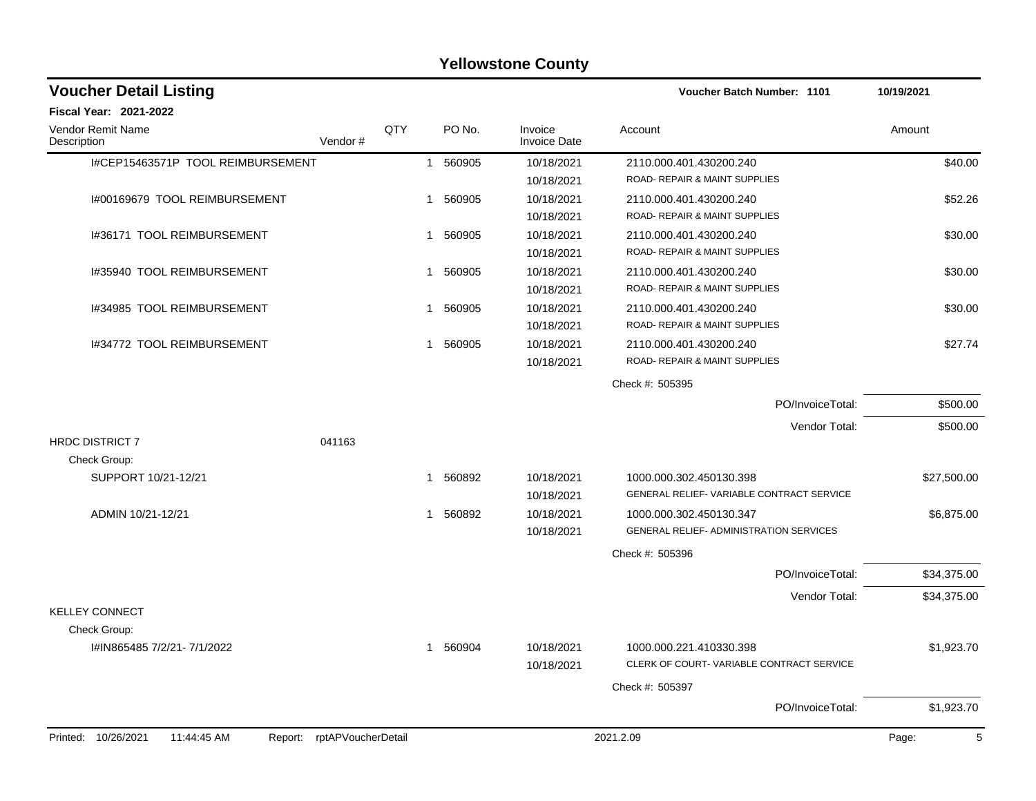# Yellowstone County

## Voucher Detail Listing

**Voucher Batch Number: 1101** 10/19/2021

**Fiscal Year: 2021-2022**

| Vendor Remit Name / Description | Vendor # | QTY | PO No. | Invoice / Invoice Date | Account | Amount |
|---|---|---|---|---|---|---|
| I#CEP15463571P TOOL REIMBURSEMENT | | 1 | 560905 | 10/18/2021 / 10/18/2021 | 2110.000.401.430200.240 ROAD- REPAIR & MAINT SUPPLIES | $40.00 |
| I#00169679 TOOL REIMBURSEMENT | | 1 | 560905 | 10/18/2021 / 10/18/2021 | 2110.000.401.430200.240 ROAD- REPAIR & MAINT SUPPLIES | $52.26 |
| I#36171 TOOL REIMBURSEMENT | | 1 | 560905 | 10/18/2021 / 10/18/2021 | 2110.000.401.430200.240 ROAD- REPAIR & MAINT SUPPLIES | $30.00 |
| I#35940 TOOL REIMBURSEMENT | | 1 | 560905 | 10/18/2021 / 10/18/2021 | 2110.000.401.430200.240 ROAD- REPAIR & MAINT SUPPLIES | $30.00 |
| I#34985 TOOL REIMBURSEMENT | | 1 | 560905 | 10/18/2021 / 10/18/2021 | 2110.000.401.430200.240 ROAD- REPAIR & MAINT SUPPLIES | $30.00 |
| I#34772 TOOL REIMBURSEMENT | | 1 | 560905 | 10/18/2021 / 10/18/2021 | 2110.000.401.430200.240 ROAD- REPAIR & MAINT SUPPLIES | $27.74 |
| | | | | | Check #: 505395 | |
| | | | | | PO/InvoiceTotal: | $500.00 |
| | | | | | Vendor Total: | $500.00 |
| HRDC DISTRICT 7 | 041163 | | | | | |
| Check Group: | | | | | | |
| SUPPORT 10/21-12/21 | | 1 | 560892 | 10/18/2021 / 10/18/2021 | 1000.000.302.450130.398 GENERAL RELIEF- VARIABLE CONTRACT SERVICE | $27,500.00 |
| ADMIN 10/21-12/21 | | 1 | 560892 | 10/18/2021 / 10/18/2021 | 1000.000.302.450130.347 GENERAL RELIEF- ADMINISTRATION SERVICES | $6,875.00 |
| | | | | | Check #: 505396 | |
| | | | | | PO/InvoiceTotal: | $34,375.00 |
| | | | | | Vendor Total: | $34,375.00 |
| KELLEY CONNECT | | | | | | |
| Check Group: | | | | | | |
| I#IN865485 7/2/21- 7/1/2022 | | 1 | 560904 | 10/18/2021 / 10/18/2021 | 1000.000.221.410330.398 CLERK OF COURT- VARIABLE CONTRACT SERVICE | $1,923.70 |
| | | | | | Check #: 505397 | |
| | | | | | PO/InvoiceTotal: | $1,923.70 |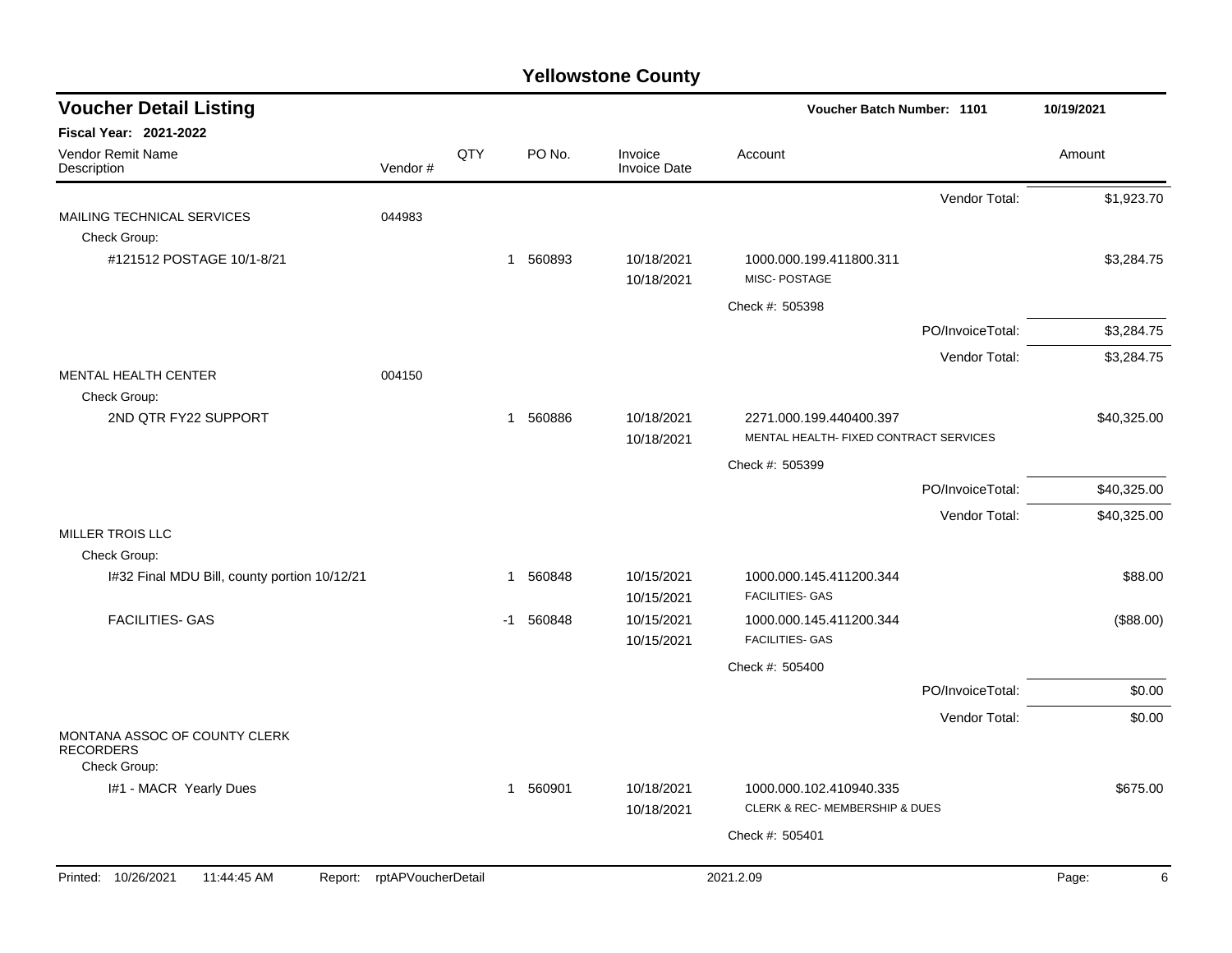# Yellowstone County

## Voucher Detail Listing

**Voucher Batch Number: 1101** — 10/19/2021

**Fiscal Year: 2021-2022**

| Vendor Remit Name / Description | Vendor # | QTY | PO No. | Invoice / Invoice Date | Account | Amount |
|---|---|---|---|---|---|---|
| | | | | | Vendor Total: | $1,923.70 |
| MAILING TECHNICAL SERVICES | 044983 | | | | | |
| Check Group: | | | | | | |
| #121512 POSTAGE 10/1-8/21 | | 1 | 560893 | 10/18/2021 / 10/18/2021 | 1000.000.199.411800.311 MISC- POSTAGE | $3,284.75 |
| | | | | | Check #: 505398 | |
| | | | | | PO/InvoiceTotal: | $3,284.75 |
| | | | | | Vendor Total: | $3,284.75 |
| MENTAL HEALTH CENTER | 004150 | | | | | |
| Check Group: | | | | | | |
| 2ND QTR FY22 SUPPORT | | 1 | 560886 | 10/18/2021 / 10/18/2021 | 2271.000.199.440400.397 MENTAL HEALTH- FIXED CONTRACT SERVICES | $40,325.00 |
| | | | | | Check #: 505399 | |
| | | | | | PO/InvoiceTotal: | $40,325.00 |
| | | | | | Vendor Total: | $40,325.00 |
| MILLER TROIS LLC | | | | | | |
| Check Group: | | | | | | |
| I#32 Final MDU Bill, county portion 10/12/21 | | 1 | 560848 | 10/15/2021 / 10/15/2021 | 1000.000.145.411200.344 FACILITIES- GAS | $88.00 |
| FACILITIES- GAS | | -1 | 560848 | 10/15/2021 / 10/15/2021 | 1000.000.145.411200.344 FACILITIES- GAS | ($88.00) |
| | | | | | Check #: 505400 | |
| | | | | | PO/InvoiceTotal: | $0.00 |
| | | | | | Vendor Total: | $0.00 |
| MONTANA ASSOC OF COUNTY CLERK RECORDERS | | | | | | |
| Check Group: | | | | | | |
| I#1 - MACR Yearly Dues | | 1 | 560901 | 10/18/2021 / 10/18/2021 | 1000.000.102.410940.335 CLERK & REC- MEMBERSHIP & DUES | $675.00 |
| | | | | | Check #: 505401 | |

Printed: 10/26/2021 11:44:45 AM Report: rptAPVoucherDetail 2021.2.09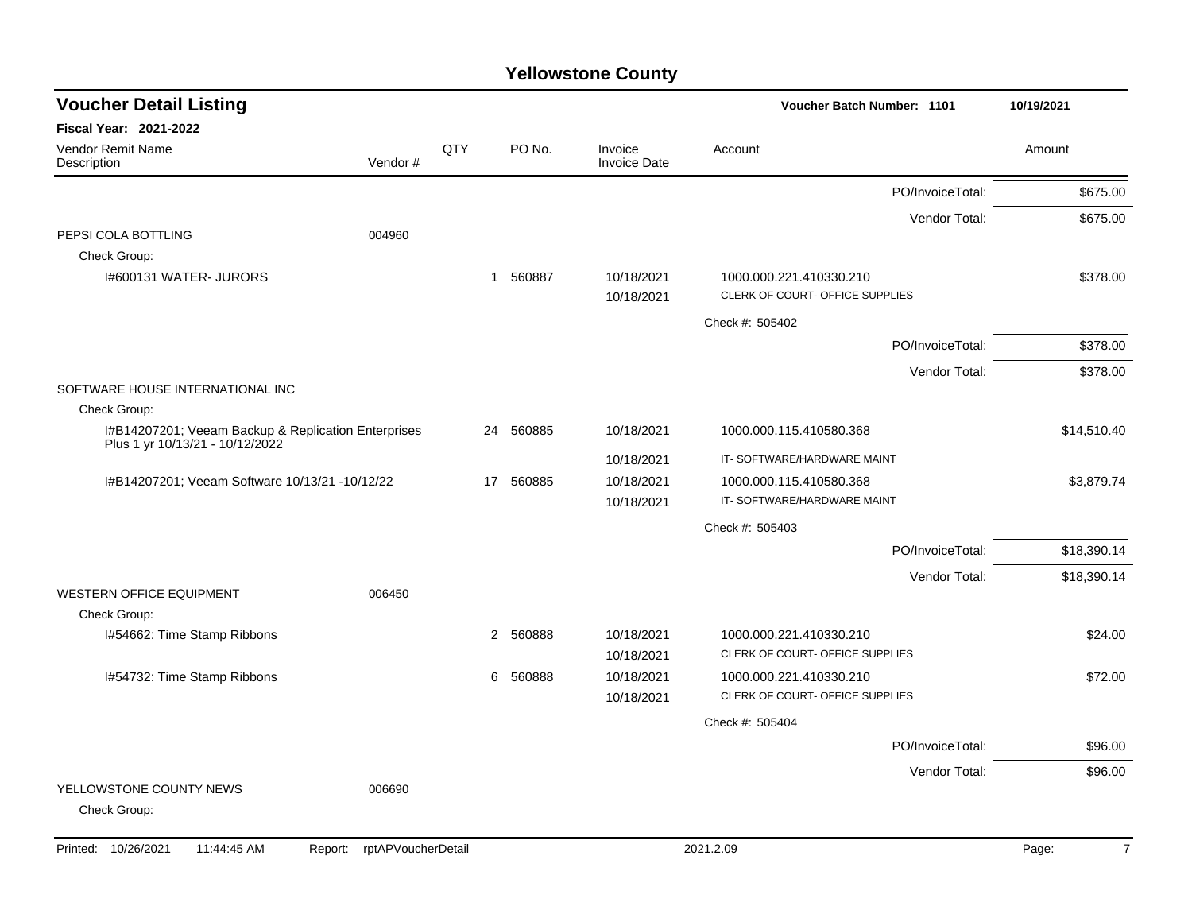# Yellowstone County

## Voucher Detail Listing

**Voucher Batch Number: 1101** — 10/19/2021

**Fiscal Year: 2021-2022**

| Vendor Remit Name / Description | Vendor # | QTY | PO No. | Invoice / Invoice Date | Account | Amount |
|---|---|---|---|---|---|---|
| | | | | | PO/InvoiceTotal: | $675.00 |
| | | | | | Vendor Total: | $675.00 |
| PEPSI COLA BOTTLING | 004960 | | | | | |
| Check Group: | | | | | | |
| I#600131 WATER- JURORS | | 1 | 560887 | 10/18/2021 | 1000.000.221.410330.210 | $378.00 |
| | | | | 10/18/2021 | CLERK OF COURT- OFFICE SUPPLIES | |
| | | | | | Check #: 505402 | |
| | | | | | PO/InvoiceTotal: | $378.00 |
| | | | | | Vendor Total: | $378.00 |
| SOFTWARE HOUSE INTERNATIONAL INC | | | | | | |
| Check Group: | | | | | | |
| I#B14207201; Veeam Backup & Replication Enterprises Plus 1 yr 10/13/21 - 10/12/2022 | | 24 | 560885 | 10/18/2021 | 1000.000.115.410580.368 | $14,510.40 |
| | | | | 10/18/2021 | IT- SOFTWARE/HARDWARE MAINT | |
| I#B14207201; Veeam Software 10/13/21 -10/12/22 | | 17 | 560885 | 10/18/2021 | 1000.000.115.410580.368 | $3,879.74 |
| | | | | 10/18/2021 | IT- SOFTWARE/HARDWARE MAINT | |
| | | | | | Check #: 505403 | |
| | | | | | PO/InvoiceTotal: | $18,390.14 |
| | | | | | Vendor Total: | $18,390.14 |
| WESTERN OFFICE EQUIPMENT | 006450 | | | | | |
| Check Group: | | | | | | |
| I#54662: Time Stamp Ribbons | | 2 | 560888 | 10/18/2021 | 1000.000.221.410330.210 | $24.00 |
| | | | | 10/18/2021 | CLERK OF COURT- OFFICE SUPPLIES | |
| I#54732: Time Stamp Ribbons | | 6 | 560888 | 10/18/2021 | 1000.000.221.410330.210 | $72.00 |
| | | | | 10/18/2021 | CLERK OF COURT- OFFICE SUPPLIES | |
| | | | | | Check #: 505404 | |
| | | | | | PO/InvoiceTotal: | $96.00 |
| | | | | | Vendor Total: | $96.00 |
| YELLOWSTONE COUNTY NEWS | 006690 | | | | | |
| Check Group: | | | | | | |

Printed: 10/26/2021 11:44:45 AM Report: rptAPVoucherDetail 2021.2.09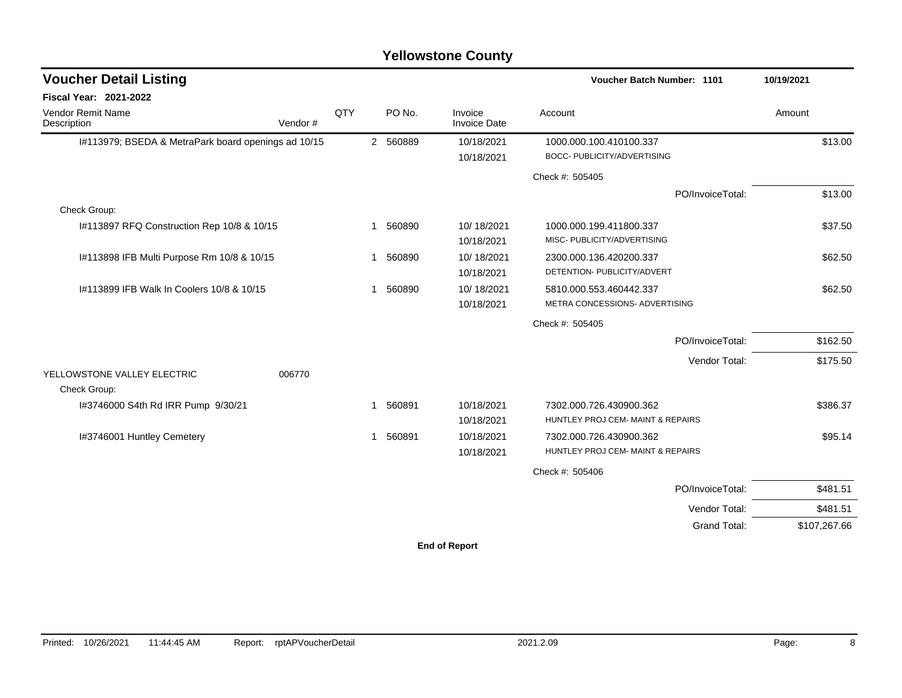# Yellowstone County

## Voucher Detail Listing

**Voucher Batch Number: 1101** — 10/19/2021

**Fiscal Year: 2021-2022**

| Vendor Remit Name / Description | Vendor # | QTY | PO No. | Invoice / Invoice Date | Account | Amount |
|---|---|---|---|---|---|---|
| I#113979; BSEDA & MetraPark board openings ad 10/15 | | 2 | 560889 | 10/18/2021<br>10/18/2021 | 1000.000.100.410100.337<br>BOCC- PUBLICITY/ADVERTISING | $13.00 |
| | | | | | Check #: 505405 | |
| | | | | | PO/InvoiceTotal: | $13.00 |
| Check Group: | | | | | | |
| I#113897 RFQ Construction Rep 10/8 & 10/15 | | 1 | 560890 | 10/ 18/2021<br>10/18/2021 | 1000.000.199.411800.337<br>MISC- PUBLICITY/ADVERTISING | $37.50 |
| I#113898 IFB Multi Purpose Rm 10/8 & 10/15 | | 1 | 560890 | 10/ 18/2021<br>10/18/2021 | 2300.000.136.420200.337<br>DETENTION- PUBLICITY/ADVERT | $62.50 |
| I#113899 IFB Walk In Coolers 10/8 & 10/15 | | 1 | 560890 | 10/ 18/2021<br>10/18/2021 | 5810.000.553.460442.337<br>METRA CONCESSIONS- ADVERTISING | $62.50 |
| | | | | | Check #: 505405 | |
| | | | | | PO/InvoiceTotal: | $162.50 |
| | | | | | Vendor Total: | $175.50 |
| YELLOWSTONE VALLEY ELECTRIC | 006770 | | | | | |
| Check Group: | | | | | | |
| I#3746000 S4th Rd IRR Pump 9/30/21 | | 1 | 560891 | 10/18/2021<br>10/18/2021 | 7302.000.726.430900.362<br>HUNTLEY PROJ CEM- MAINT & REPAIRS | $386.37 |
| I#3746001 Huntley Cemetery | | 1 | 560891 | 10/18/2021<br>10/18/2021 | 7302.000.726.430900.362<br>HUNTLEY PROJ CEM- MAINT & REPAIRS | $95.14 |
| | | | | | Check #: 505406 | |
| | | | | | PO/InvoiceTotal: | $481.51 |
| | | | | | Vendor Total: | $481.51 |
| | | | | | Grand Total: | $107,267.66 |

**End of Report**